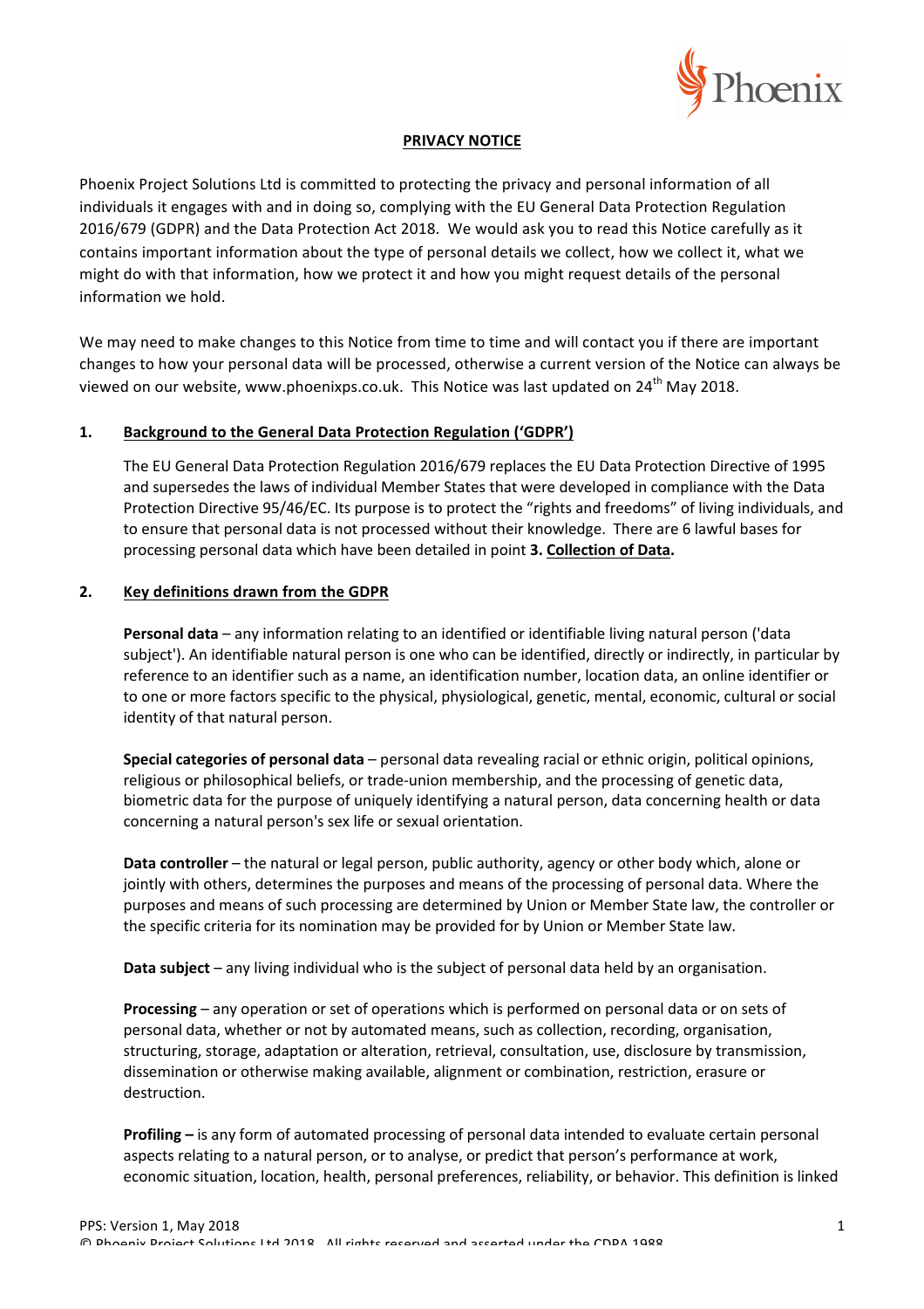**PRIVACY NOTICE**

Phoenix Project Solutions Ltd is committed to protecting the privacy and personal information of all individuals it engages with and in doing so, complying with the EU General Data Protection Regulation 2016/679 (GDPR) and the Data Protection Act 2018. We would ask you to read this Notice carefully as it contains important information about the type of personal details we collect, how we collect it, what we might do with that information, how we protect it and how you might request details of the personal information we hold.

We may need to make changes to this Notice from time to time and will contact you if there are important changes to how your personal data will be processed, otherwise a current version of the Notice can always be viewed on our website, www.phoenixps.co.uk. This Notice was last updated on 24th May 2018.

## 1. Background to the General Data Protection Regulation ('GDPR')

The EU General Data Protection Regulation 2016/679 replaces the EU Data Protection Directive of 1995 and supersedes the laws of individual Member States that were developed in compliance with the Data Protection Directive 95/46/EC. Its purpose is to protect the "rights and freedoms" of living individuals, and to ensure that personal data is not processed without their knowledge. There are 6 lawful bases for processing personal data which have been detailed in point **3. Collection of Data.**

## 2. Key definitions drawn from the GDPR

**Personal data** – any information relating to an identified or identifiable living natural person ('data subject'). An identifiable natural person is one who can be identified, directly or indirectly, in particular by reference to an identifier such as a name, an identification number, location data, an online identifier or to one or more factors specific to the physical, physiological, genetic, mental, economic, cultural or social identity of that natural person.

**Special categories of personal data** – personal data revealing racial or ethnic origin, political opinions, religious or philosophical beliefs, or trade-union membership, and the processing of genetic data, biometric data for the purpose of uniquely identifying a natural person, data concerning health or data concerning a natural person's sex life or sexual orientation.

**Data controller** – the natural or legal person, public authority, agency or other body which, alone or jointly with others, determines the purposes and means of the processing of personal data. Where the purposes and means of such processing are determined by Union or Member State law, the controller or the specific criteria for its nomination may be provided for by Union or Member State law.

**Data subject** – any living individual who is the subject of personal data held by an organisation.

**Processing** – any operation or set of operations which is performed on personal data or on sets of personal data, whether or not by automated means, such as collection, recording, organisation, structuring, storage, adaptation or alteration, retrieval, consultation, use, disclosure by transmission, dissemination or otherwise making available, alignment or combination, restriction, erasure or destruction.

**Profiling –** is any form of automated processing of personal data intended to evaluate certain personal aspects relating to a natural person, or to analyse, or predict that person's performance at work, economic situation, location, health, personal preferences, reliability, or behavior. This definition is linked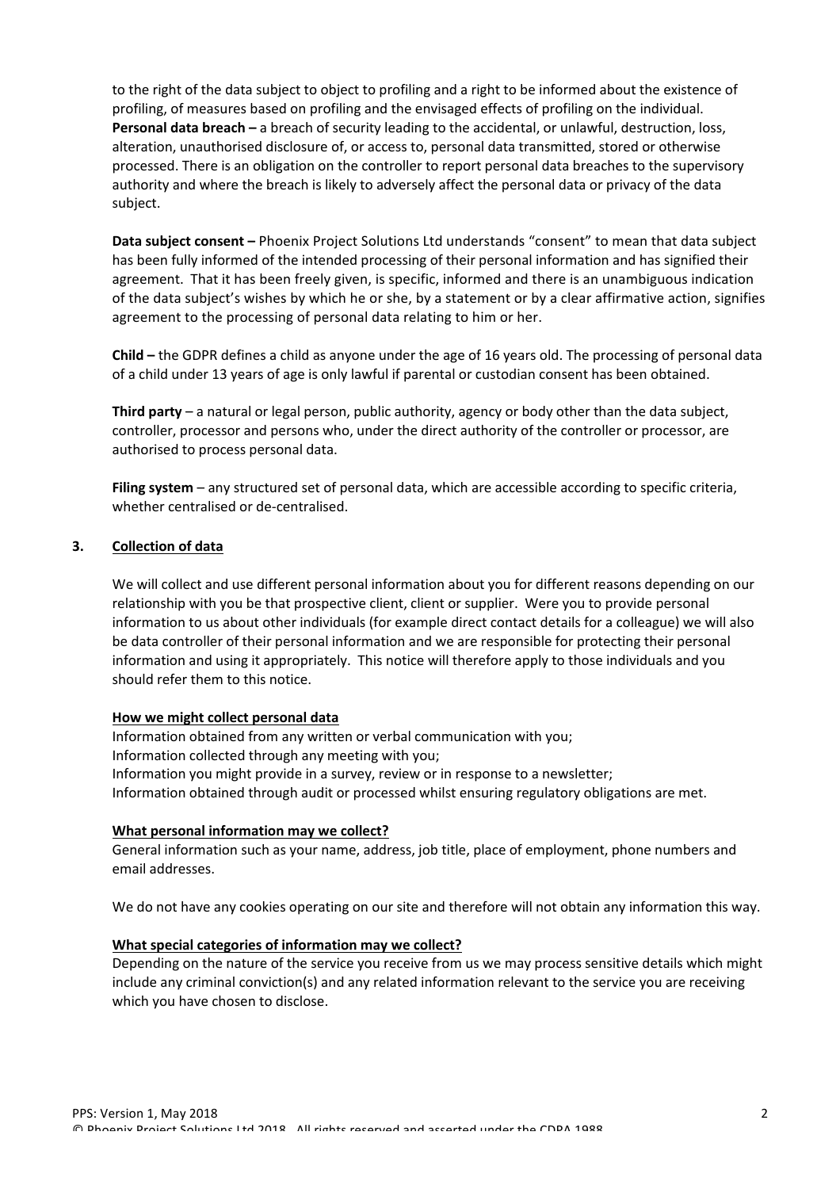to the right of the data subject to object to profiling and a right to be informed about the existence of profiling, of measures based on profiling and the envisaged effects of profiling on the individual.
**Personal data breach –** a breach of security leading to the accidental, or unlawful, destruction, loss, alteration, unauthorised disclosure of, or access to, personal data transmitted, stored or otherwise processed. There is an obligation on the controller to report personal data breaches to the supervisory authority and where the breach is likely to adversely affect the personal data or privacy of the data subject.

**Data subject consent –** Phoenix Project Solutions Ltd understands "consent" to mean that data subject has been fully informed of the intended processing of their personal information and has signified their agreement. That it has been freely given, is specific, informed and there is an unambiguous indication of the data subject's wishes by which he or she, by a statement or by a clear affirmative action, signifies agreement to the processing of personal data relating to him or her.

**Child –** the GDPR defines a child as anyone under the age of 16 years old. The processing of personal data of a child under 13 years of age is only lawful if parental or custodian consent has been obtained.

**Third party** – a natural or legal person, public authority, agency or body other than the data subject, controller, processor and persons who, under the direct authority of the controller or processor, are authorised to process personal data.

**Filing system** – any structured set of personal data, which are accessible according to specific criteria, whether centralised or de-centralised.

## 3. Collection of data

We will collect and use different personal information about you for different reasons depending on our relationship with you be that prospective client, client or supplier. Were you to provide personal information to us about other individuals (for example direct contact details for a colleague) we will also be data controller of their personal information and we are responsible for protecting their personal information and using it appropriately. This notice will therefore apply to those individuals and you should refer them to this notice.

### How we might collect personal data

Information obtained from any written or verbal communication with you;
Information collected through any meeting with you;
Information you might provide in a survey, review or in response to a newsletter;
Information obtained through audit or processed whilst ensuring regulatory obligations are met.

### What personal information may we collect?

General information such as your name, address, job title, place of employment, phone numbers and email addresses.

We do not have any cookies operating on our site and therefore will not obtain any information this way.

### What special categories of information may we collect?

Depending on the nature of the service you receive from us we may process sensitive details which might include any criminal conviction(s) and any related information relevant to the service you are receiving which you have chosen to disclose.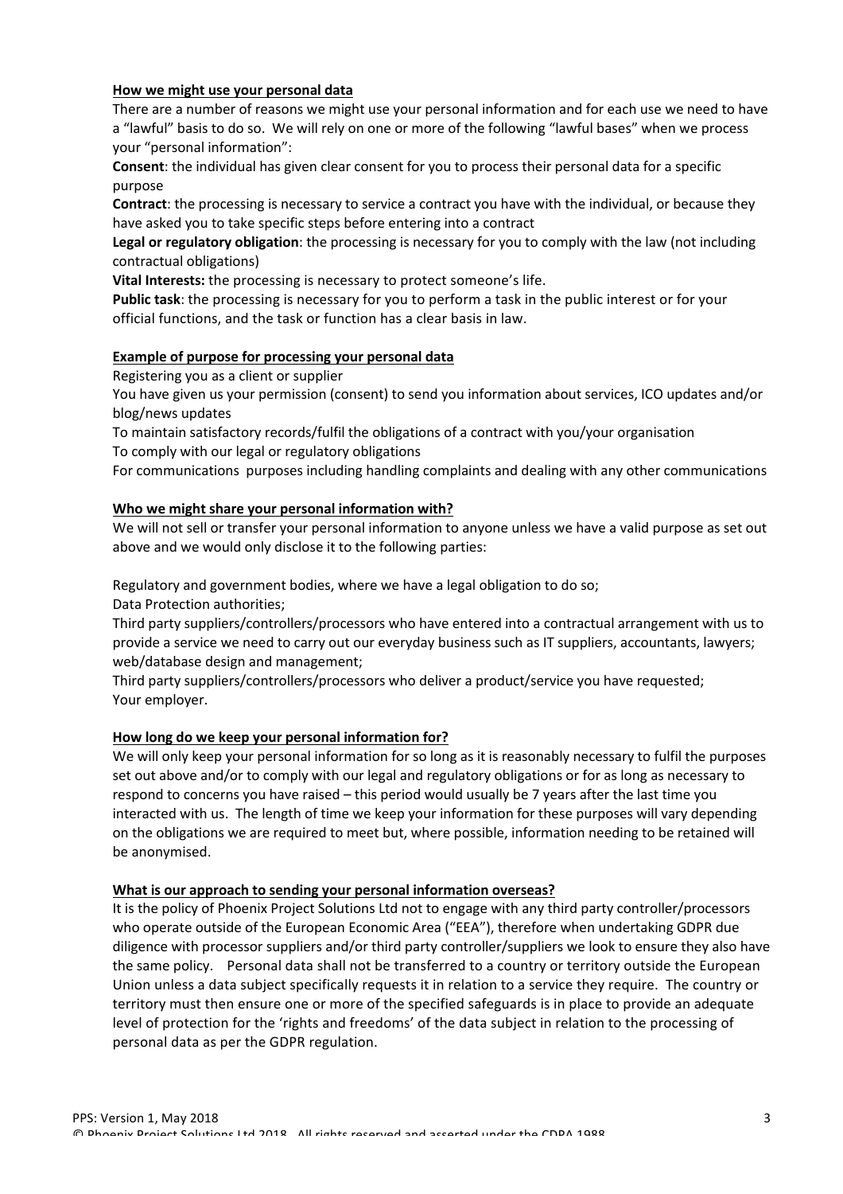**How we might use your personal data**

There are a number of reasons we might use your personal information and for each use we need to have a "lawful" basis to do so. We will rely on one or more of the following "lawful bases" when we process your "personal information":

**Consent**: the individual has given clear consent for you to process their personal data for a specific purpose

**Contract**: the processing is necessary to service a contract you have with the individual, or because they have asked you to take specific steps before entering into a contract

**Legal or regulatory obligation**: the processing is necessary for you to comply with the law (not including contractual obligations)

**Vital Interests:** the processing is necessary to protect someone's life.

**Public task**: the processing is necessary for you to perform a task in the public interest or for your official functions, and the task or function has a clear basis in law.

**Example of purpose for processing your personal data**

Registering you as a client or supplier

You have given us your permission (consent) to send you information about services, ICO updates and/or blog/news updates

To maintain satisfactory records/fulfil the obligations of a contract with you/your organisation

To comply with our legal or regulatory obligations

For communications purposes including handling complaints and dealing with any other communications

**Who we might share your personal information with?**

We will not sell or transfer your personal information to anyone unless we have a valid purpose as set out above and we would only disclose it to the following parties:

Regulatory and government bodies, where we have a legal obligation to do so;

Data Protection authorities;

Third party suppliers/controllers/processors who have entered into a contractual arrangement with us to provide a service we need to carry out our everyday business such as IT suppliers, accountants, lawyers; web/database design and management;

Third party suppliers/controllers/processors who deliver a product/service you have requested;

Your employer.

**How long do we keep your personal information for?**

We will only keep your personal information for so long as it is reasonably necessary to fulfil the purposes set out above and/or to comply with our legal and regulatory obligations or for as long as necessary to respond to concerns you have raised – this period would usually be 7 years after the last time you interacted with us. The length of time we keep your information for these purposes will vary depending on the obligations we are required to meet but, where possible, information needing to be retained will be anonymised.

**What is our approach to sending your personal information overseas?**

It is the policy of Phoenix Project Solutions Ltd not to engage with any third party controller/processors who operate outside of the European Economic Area ("EEA"), therefore when undertaking GDPR due diligence with processor suppliers and/or third party controller/suppliers we look to ensure they also have the same policy. Personal data shall not be transferred to a country or territory outside the European Union unless a data subject specifically requests it in relation to a service they require. The country or territory must then ensure one or more of the specified safeguards is in place to provide an adequate level of protection for the 'rights and freedoms' of the data subject in relation to the processing of personal data as per the GDPR regulation.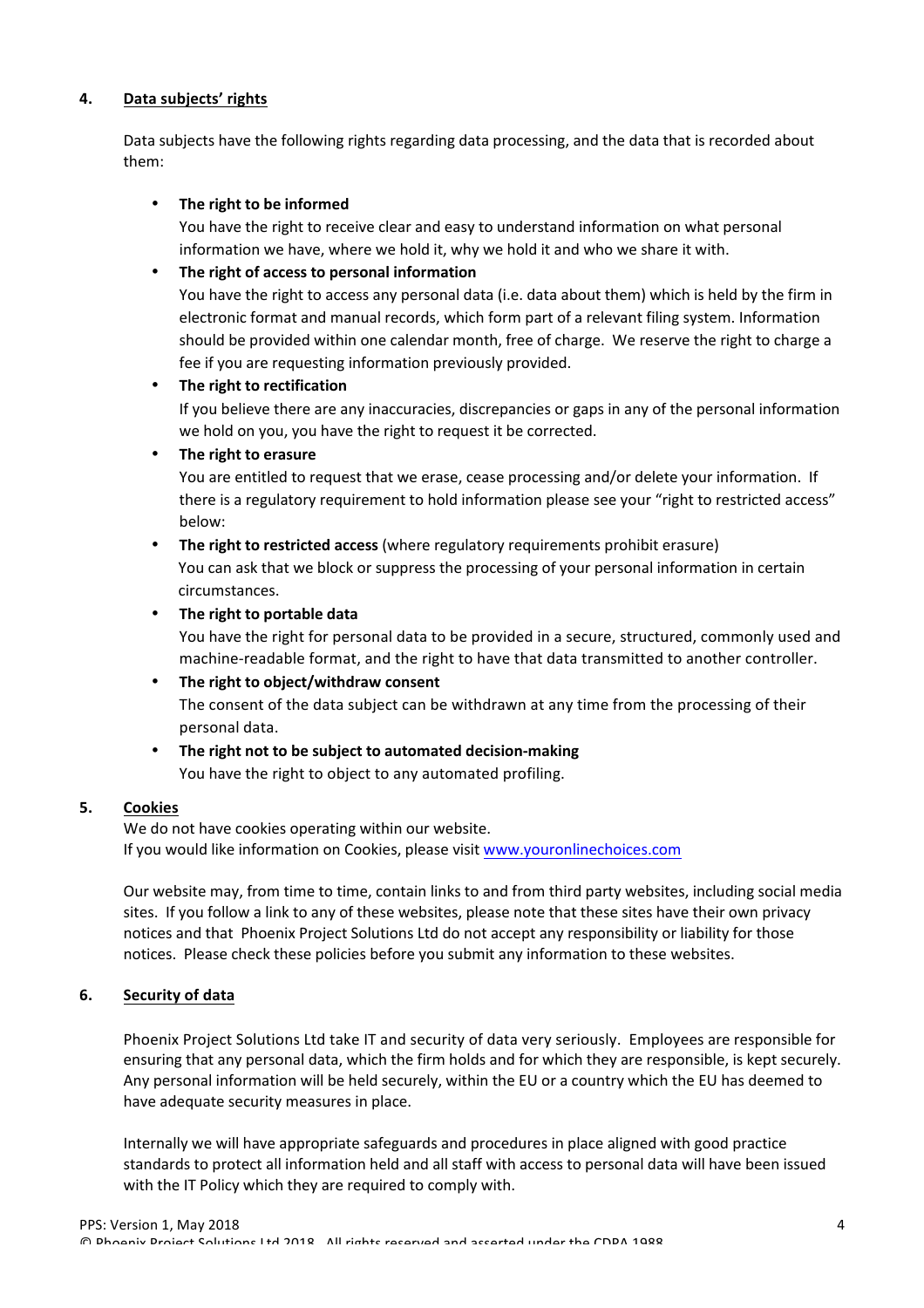## 4. Data subjects' rights

Data subjects have the following rights regarding data processing, and the data that is recorded about them:

- **The right to be informed**
  You have the right to receive clear and easy to understand information on what personal information we have, where we hold it, why we hold it and who we share it with.
- **The right of access to personal information**
  You have the right to access any personal data (i.e. data about them) which is held by the firm in electronic format and manual records, which form part of a relevant filing system. Information should be provided within one calendar month, free of charge. We reserve the right to charge a fee if you are requesting information previously provided.
- **The right to rectification**
  If you believe there are any inaccuracies, discrepancies or gaps in any of the personal information we hold on you, you have the right to request it be corrected.
- **The right to erasure**
  You are entitled to request that we erase, cease processing and/or delete your information. If there is a regulatory requirement to hold information please see your "right to restricted access" below:
- **The right to restricted access** (where regulatory requirements prohibit erasure)
  You can ask that we block or suppress the processing of your personal information in certain circumstances.
- **The right to portable data**
  You have the right for personal data to be provided in a secure, structured, commonly used and machine-readable format, and the right to have that data transmitted to another controller.
- **The right to object/withdraw consent**
  The consent of the data subject can be withdrawn at any time from the processing of their personal data.
- **The right not to be subject to automated decision-making**
  You have the right to object to any automated profiling.

## 5. Cookies

We do not have cookies operating within our website.
If you would like information on Cookies, please visit www.youronlinechoices.com

Our website may, from time to time, contain links to and from third party websites, including social media sites. If you follow a link to any of these websites, please note that these sites have their own privacy notices and that Phoenix Project Solutions Ltd do not accept any responsibility or liability for those notices. Please check these policies before you submit any information to these websites.

## 6. Security of data

Phoenix Project Solutions Ltd take IT and security of data very seriously. Employees are responsible for ensuring that any personal data, which the firm holds and for which they are responsible, is kept securely. Any personal information will be held securely, within the EU or a country which the EU has deemed to have adequate security measures in place.

Internally we will have appropriate safeguards and procedures in place aligned with good practice standards to protect all information held and all staff with access to personal data will have been issued with the IT Policy which they are required to comply with.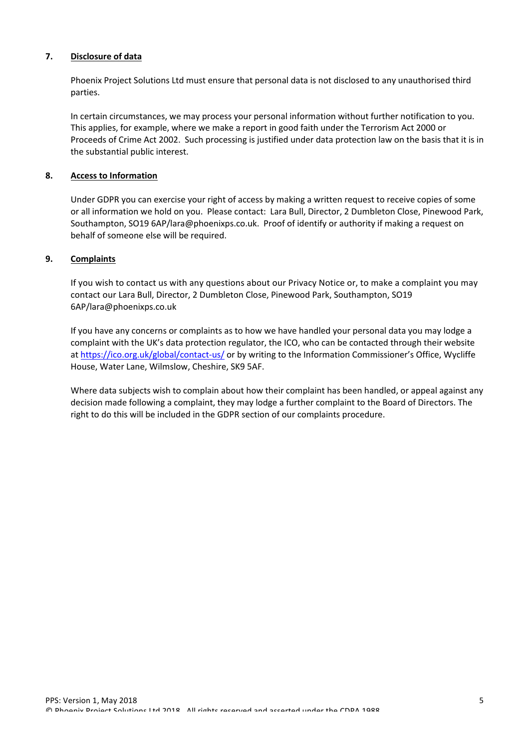## 7. Disclosure of data

Phoenix Project Solutions Ltd must ensure that personal data is not disclosed to any unauthorised third parties.

In certain circumstances, we may process your personal information without further notification to you. This applies, for example, where we make a report in good faith under the Terrorism Act 2000 or Proceeds of Crime Act 2002. Such processing is justified under data protection law on the basis that it is in the substantial public interest.

## 8. Access to Information

Under GDPR you can exercise your right of access by making a written request to receive copies of some or all information we hold on you. Please contact: Lara Bull, Director, 2 Dumbleton Close, Pinewood Park, Southampton, SO19 6AP/lara@phoenixps.co.uk. Proof of identify or authority if making a request on behalf of someone else will be required.

## 9. Complaints

If you wish to contact us with any questions about our Privacy Notice or, to make a complaint you may contact our Lara Bull, Director, 2 Dumbleton Close, Pinewood Park, Southampton, SO19 6AP/lara@phoenixps.co.uk

If you have any concerns or complaints as to how we have handled your personal data you may lodge a complaint with the UK's data protection regulator, the ICO, who can be contacted through their website at https://ico.org.uk/global/contact-us/ or by writing to the Information Commissioner's Office, Wycliffe House, Water Lane, Wilmslow, Cheshire, SK9 5AF.

Where data subjects wish to complain about how their complaint has been handled, or appeal against any decision made following a complaint, they may lodge a further complaint to the Board of Directors. The right to do this will be included in the GDPR section of our complaints procedure.